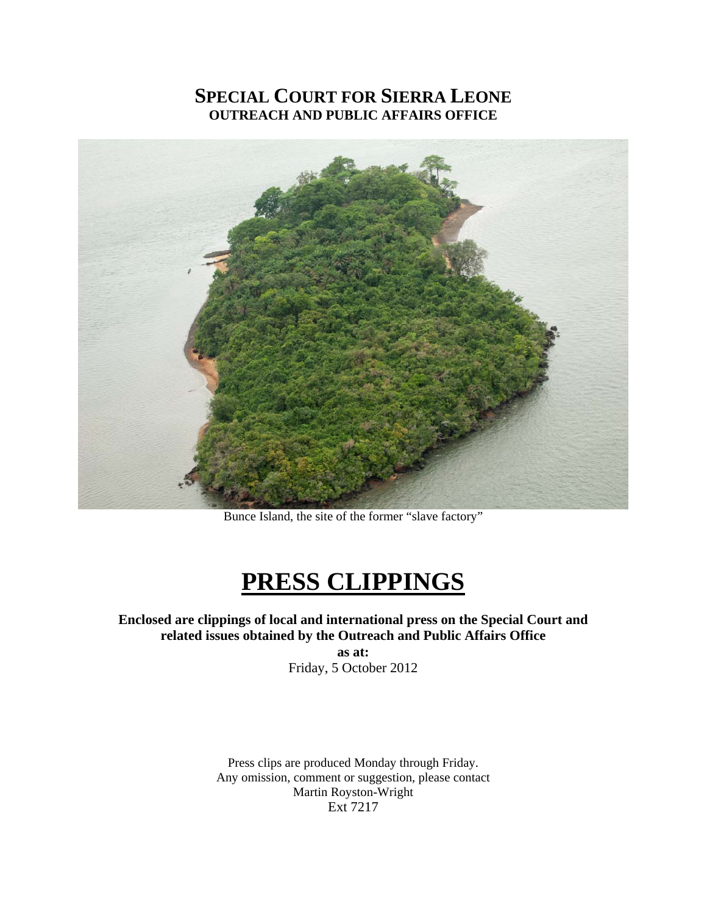# SPECIAL COURT FOR SIERRA LEONE
## OUTREACH AND PUBLIC AFFAIRS OFFICE

Bunce Island, the site of the former "slave factory"

# PRESS CLIPPINGS

**Enclosed are clippings of local and international press on the Special Court and related issues obtained by the Outreach and Public Affairs Office**

**as at:**

Friday, 5 October 2012

Press clips are produced Monday through Friday.
Any omission, comment or suggestion, please contact
Martin Royston-Wright
Ext 7217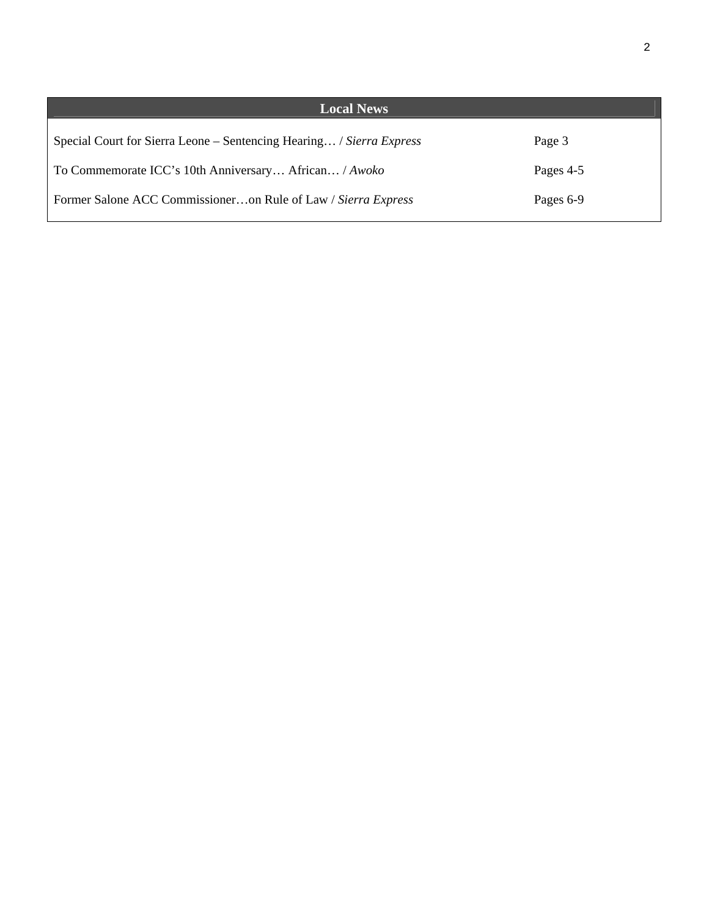## Local News

| | |
|---|---|
| Special Court for Sierra Leone – Sentencing Hearing… / *Sierra Express* | Page 3 |
| To Commemorate ICC's 10th Anniversary… African… / *Awoko* | Pages 4-5 |
| Former Salone ACC Commissioner…on Rule of Law / *Sierra Express* | Pages 6-9 |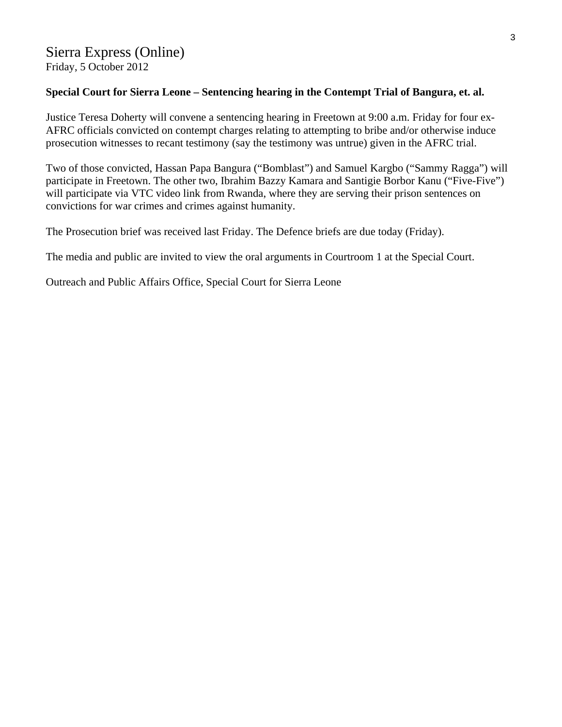# Sierra Express (Online)

Friday, 5 October 2012

**Special Court for Sierra Leone – Sentencing hearing in the Contempt Trial of Bangura, et. al.**

Justice Teresa Doherty will convene a sentencing hearing in Freetown at 9:00 a.m. Friday for four ex-AFRC officials convicted on contempt charges relating to attempting to bribe and/or otherwise induce prosecution witnesses to recant testimony (say the testimony was untrue) given in the AFRC trial.

Two of those convicted, Hassan Papa Bangura ("Bomblast") and Samuel Kargbo ("Sammy Ragga") will participate in Freetown. The other two, Ibrahim Bazzy Kamara and Santigie Borbor Kanu ("Five-Five") will participate via VTC video link from Rwanda, where they are serving their prison sentences on convictions for war crimes and crimes against humanity.

The Prosecution brief was received last Friday. The Defence briefs are due today (Friday).

The media and public are invited to view the oral arguments in Courtroom 1 at the Special Court.

Outreach and Public Affairs Office, Special Court for Sierra Leone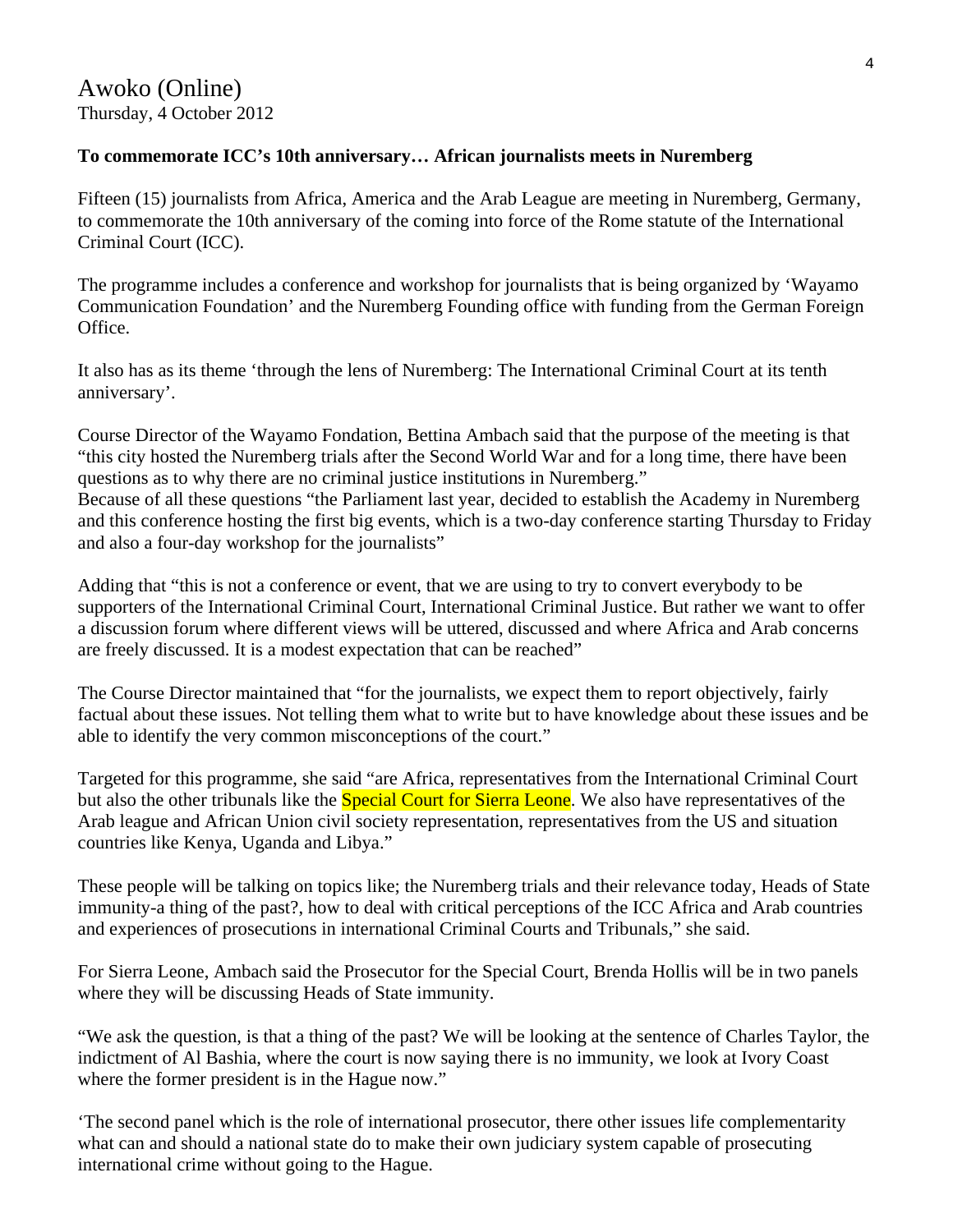Awoko (Online)
Thursday, 4 October 2012

**To commemorate ICC's 10th anniversary… African journalists meets in Nuremberg**

Fifteen (15) journalists from Africa, America and the Arab League are meeting in Nuremberg, Germany, to commemorate the 10th anniversary of the coming into force of the Rome statute of the International Criminal Court (ICC).

The programme includes a conference and workshop for journalists that is being organized by 'Wayamo Communication Foundation' and the Nuremberg Founding office with funding from the German Foreign Office.

It also has as its theme 'through the lens of Nuremberg: The International Criminal Court at its tenth anniversary'.

Course Director of the Wayamo Fondation, Bettina Ambach said that the purpose of the meeting is that "this city hosted the Nuremberg trials after the Second World War and for a long time, there have been questions as to why there are no criminal justice institutions in Nuremberg."
Because of all these questions "the Parliament last year, decided to establish the Academy in Nuremberg and this conference hosting the first big events, which is a two-day conference starting Thursday to Friday and also a four-day workshop for the journalists"

Adding that "this is not a conference or event, that we are using to try to convert everybody to be supporters of the International Criminal Court, International Criminal Justice. But rather we want to offer a discussion forum where different views will be uttered, discussed and where Africa and Arab concerns are freely discussed. It is a modest expectation that can be reached"

The Course Director maintained that "for the journalists, we expect them to report objectively, fairly factual about these issues. Not telling them what to write but to have knowledge about these issues and be able to identify the very common misconceptions of the court."

Targeted for this programme, she said "are Africa, representatives from the International Criminal Court but also the other tribunals like the Special Court for Sierra Leone. We also have representatives of the Arab league and African Union civil society representation, representatives from the US and situation countries like Kenya, Uganda and Libya."

These people will be talking on topics like; the Nuremberg trials and their relevance today, Heads of State immunity-a thing of the past?, how to deal with critical perceptions of the ICC Africa and Arab countries and experiences of prosecutions in international Criminal Courts and Tribunals," she said.

For Sierra Leone, Ambach said the Prosecutor for the Special Court, Brenda Hollis will be in two panels where they will be discussing Heads of State immunity.

"We ask the question, is that a thing of the past? We will be looking at the sentence of Charles Taylor, the indictment of Al Bashia, where the court is now saying there is no immunity, we look at Ivory Coast where the former president is in the Hague now."

'The second panel which is the role of international prosecutor, there other issues life complementarity what can and should a national state do to make their own judiciary system capable of prosecuting international crime without going to the Hague.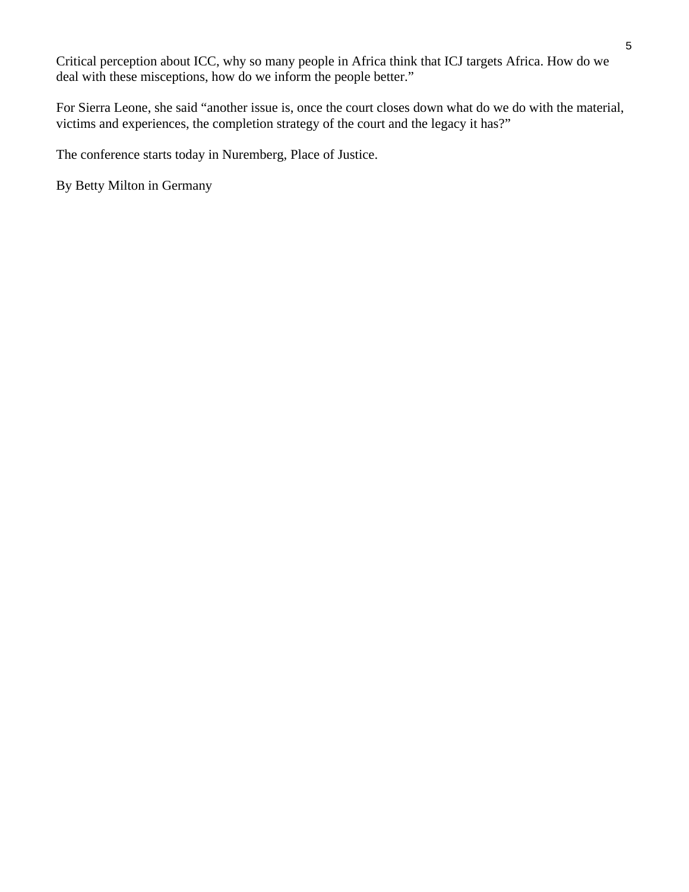Critical perception about ICC, why so many people in Africa think that ICJ targets Africa. How do we deal with these misceptions, how do we inform the people better."

For Sierra Leone, she said "another issue is, once the court closes down what do we do with the material, victims and experiences, the completion strategy of the court and the legacy it has?"

The conference starts today in Nuremberg, Place of Justice.

By Betty Milton in Germany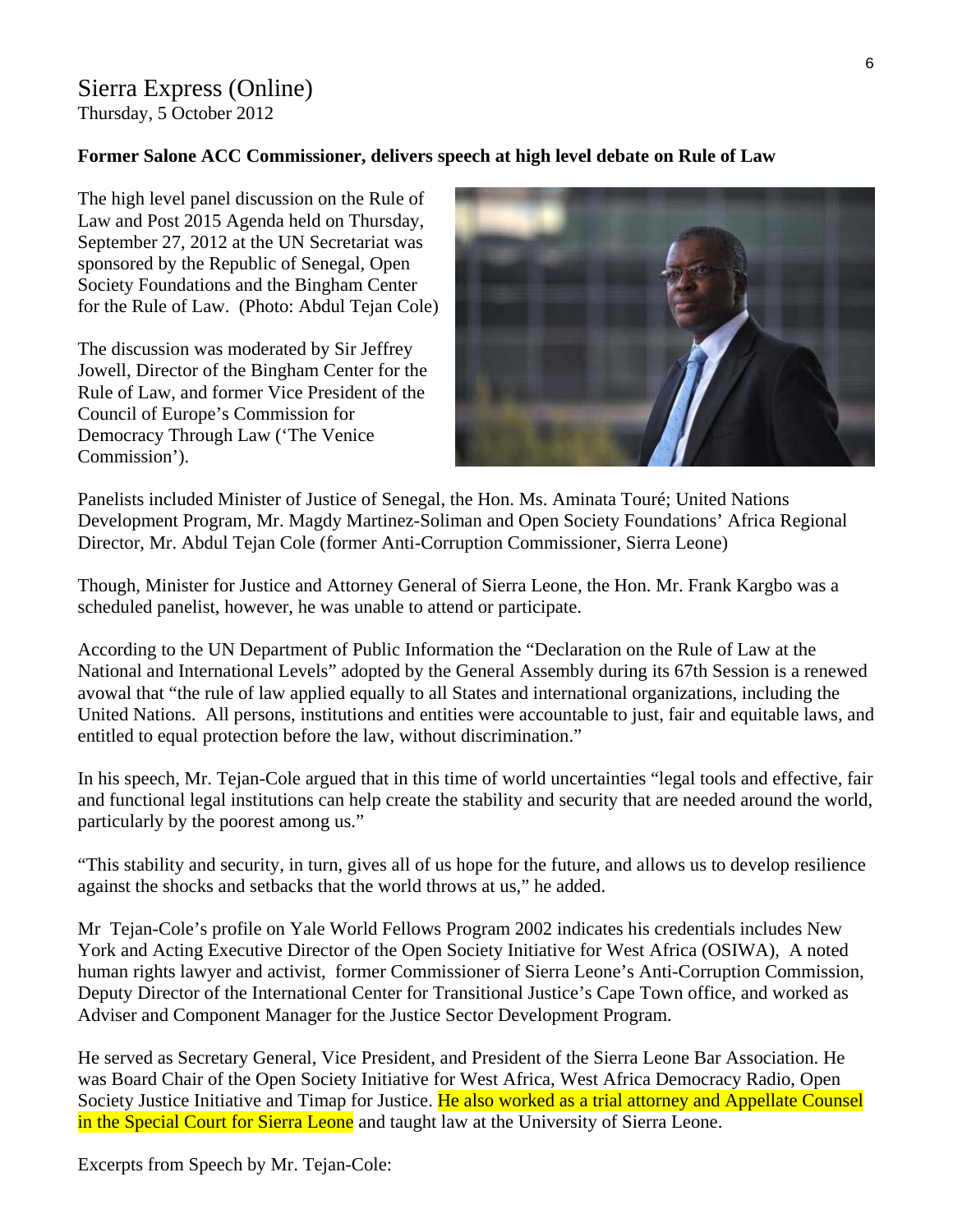Sierra Express (Online)
Thursday, 5 October 2012

**Former Salone ACC Commissioner, delivers speech at high level debate on Rule of Law**

The high level panel discussion on the Rule of Law and Post 2015 Agenda held on Thursday, September 27, 2012 at the UN Secretariat was sponsored by the Republic of Senegal, Open Society Foundations and the Bingham Center for the Rule of Law. (Photo: Abdul Tejan Cole)

The discussion was moderated by Sir Jeffrey Jowell, Director of the Bingham Center for the Rule of Law, and former Vice President of the Council of Europe's Commission for Democracy Through Law ('The Venice Commission').

Panelists included Minister of Justice of Senegal, the Hon. Ms. Aminata Touré; United Nations Development Program, Mr. Magdy Martinez-Soliman and Open Society Foundations' Africa Regional Director, Mr. Abdul Tejan Cole (former Anti-Corruption Commissioner, Sierra Leone)

Though, Minister for Justice and Attorney General of Sierra Leone, the Hon. Mr. Frank Kargbo was a scheduled panelist, however, he was unable to attend or participate.

According to the UN Department of Public Information the "Declaration on the Rule of Law at the National and International Levels" adopted by the General Assembly during its 67th Session is a renewed avowal that "the rule of law applied equally to all States and international organizations, including the United Nations. All persons, institutions and entities were accountable to just, fair and equitable laws, and entitled to equal protection before the law, without discrimination."

In his speech, Mr. Tejan-Cole argued that in this time of world uncertainties "legal tools and effective, fair and functional legal institutions can help create the stability and security that are needed around the world, particularly by the poorest among us."

"This stability and security, in turn, gives all of us hope for the future, and allows us to develop resilience against the shocks and setbacks that the world throws at us," he added.

Mr Tejan-Cole's profile on Yale World Fellows Program 2002 indicates his credentials includes New York and Acting Executive Director of the Open Society Initiative for West Africa (OSIWA), A noted human rights lawyer and activist, former Commissioner of Sierra Leone's Anti-Corruption Commission, Deputy Director of the International Center for Transitional Justice's Cape Town office, and worked as Adviser and Component Manager for the Justice Sector Development Program.

He served as Secretary General, Vice President, and President of the Sierra Leone Bar Association. He was Board Chair of the Open Society Initiative for West Africa, West Africa Democracy Radio, Open Society Justice Initiative and Timap for Justice. He also worked as a trial attorney and Appellate Counsel in the Special Court for Sierra Leone and taught law at the University of Sierra Leone.

Excerpts from Speech by Mr. Tejan-Cole: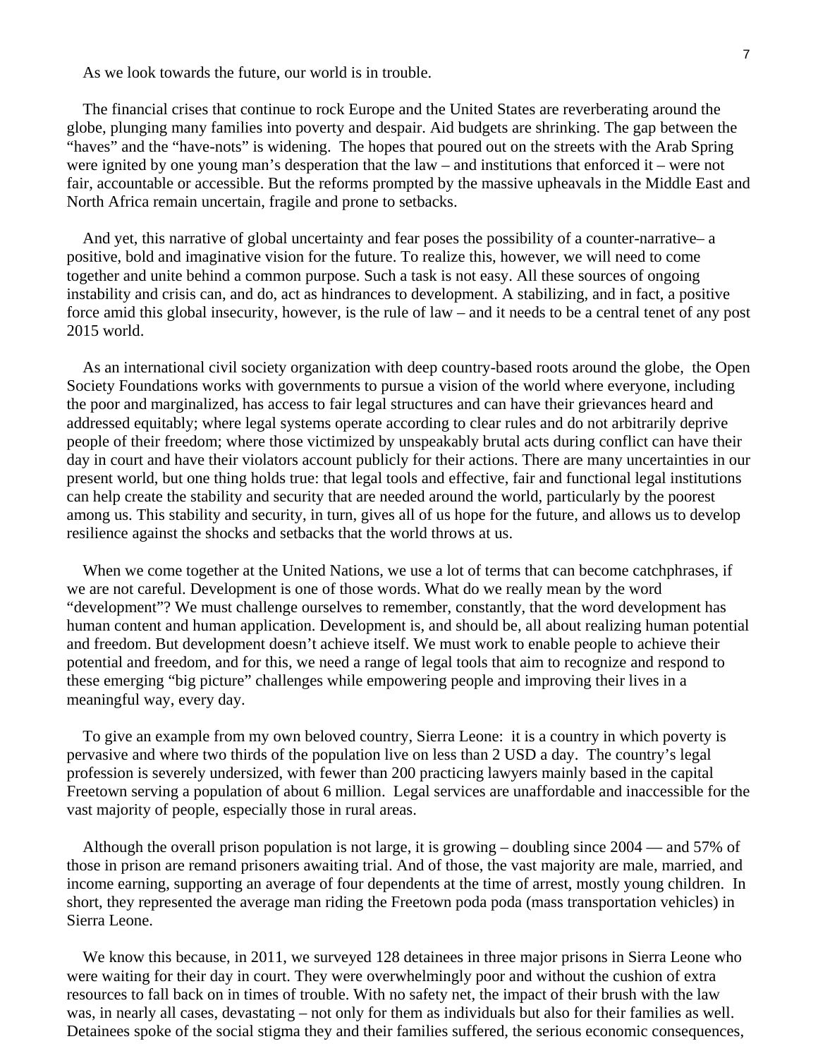As we look towards the future, our world is in trouble.

The financial crises that continue to rock Europe and the United States are reverberating around the globe, plunging many families into poverty and despair. Aid budgets are shrinking. The gap between the "haves" and the "have-nots" is widening. The hopes that poured out on the streets with the Arab Spring were ignited by one young man's desperation that the law – and institutions that enforced it – were not fair, accountable or accessible. But the reforms prompted by the massive upheavals in the Middle East and North Africa remain uncertain, fragile and prone to setbacks.

And yet, this narrative of global uncertainty and fear poses the possibility of a counter-narrative– a positive, bold and imaginative vision for the future. To realize this, however, we will need to come together and unite behind a common purpose. Such a task is not easy. All these sources of ongoing instability and crisis can, and do, act as hindrances to development. A stabilizing, and in fact, a positive force amid this global insecurity, however, is the rule of law – and it needs to be a central tenet of any post 2015 world.

As an international civil society organization with deep country-based roots around the globe, the Open Society Foundations works with governments to pursue a vision of the world where everyone, including the poor and marginalized, has access to fair legal structures and can have their grievances heard and addressed equitably; where legal systems operate according to clear rules and do not arbitrarily deprive people of their freedom; where those victimized by unspeakably brutal acts during conflict can have their day in court and have their violators account publicly for their actions. There are many uncertainties in our present world, but one thing holds true: that legal tools and effective, fair and functional legal institutions can help create the stability and security that are needed around the world, particularly by the poorest among us. This stability and security, in turn, gives all of us hope for the future, and allows us to develop resilience against the shocks and setbacks that the world throws at us.

When we come together at the United Nations, we use a lot of terms that can become catchphrases, if we are not careful. Development is one of those words. What do we really mean by the word "development"? We must challenge ourselves to remember, constantly, that the word development has human content and human application. Development is, and should be, all about realizing human potential and freedom. But development doesn't achieve itself. We must work to enable people to achieve their potential and freedom, and for this, we need a range of legal tools that aim to recognize and respond to these emerging "big picture" challenges while empowering people and improving their lives in a meaningful way, every day.

To give an example from my own beloved country, Sierra Leone: it is a country in which poverty is pervasive and where two thirds of the population live on less than 2 USD a day. The country's legal profession is severely undersized, with fewer than 200 practicing lawyers mainly based in the capital Freetown serving a population of about 6 million. Legal services are unaffordable and inaccessible for the vast majority of people, especially those in rural areas.

Although the overall prison population is not large, it is growing – doubling since 2004 — and 57% of those in prison are remand prisoners awaiting trial. And of those, the vast majority are male, married, and income earning, supporting an average of four dependents at the time of arrest, mostly young children. In short, they represented the average man riding the Freetown poda poda (mass transportation vehicles) in Sierra Leone.

We know this because, in 2011, we surveyed 128 detainees in three major prisons in Sierra Leone who were waiting for their day in court. They were overwhelmingly poor and without the cushion of extra resources to fall back on in times of trouble. With no safety net, the impact of their brush with the law was, in nearly all cases, devastating – not only for them as individuals but also for their families as well. Detainees spoke of the social stigma they and their families suffered, the serious economic consequences,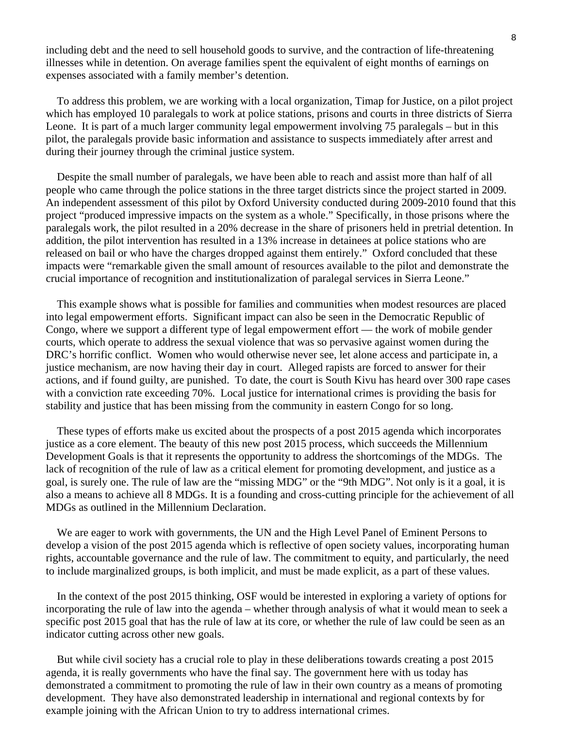including debt and the need to sell household goods to survive, and the contraction of life-threatening illnesses while in detention. On average families spent the equivalent of eight months of earnings on expenses associated with a family member's detention.

To address this problem, we are working with a local organization, Timap for Justice, on a pilot project which has employed 10 paralegals to work at police stations, prisons and courts in three districts of Sierra Leone. It is part of a much larger community legal empowerment involving 75 paralegals – but in this pilot, the paralegals provide basic information and assistance to suspects immediately after arrest and during their journey through the criminal justice system.

Despite the small number of paralegals, we have been able to reach and assist more than half of all people who came through the police stations in the three target districts since the project started in 2009. An independent assessment of this pilot by Oxford University conducted during 2009-2010 found that this project "produced impressive impacts on the system as a whole." Specifically, in those prisons where the paralegals work, the pilot resulted in a 20% decrease in the share of prisoners held in pretrial detention. In addition, the pilot intervention has resulted in a 13% increase in detainees at police stations who are released on bail or who have the charges dropped against them entirely." Oxford concluded that these impacts were "remarkable given the small amount of resources available to the pilot and demonstrate the crucial importance of recognition and institutionalization of paralegal services in Sierra Leone."

This example shows what is possible for families and communities when modest resources are placed into legal empowerment efforts. Significant impact can also be seen in the Democratic Republic of Congo, where we support a different type of legal empowerment effort — the work of mobile gender courts, which operate to address the sexual violence that was so pervasive against women during the DRC's horrific conflict. Women who would otherwise never see, let alone access and participate in, a justice mechanism, are now having their day in court. Alleged rapists are forced to answer for their actions, and if found guilty, are punished. To date, the court is South Kivu has heard over 300 rape cases with a conviction rate exceeding 70%. Local justice for international crimes is providing the basis for stability and justice that has been missing from the community in eastern Congo for so long.

These types of efforts make us excited about the prospects of a post 2015 agenda which incorporates justice as a core element. The beauty of this new post 2015 process, which succeeds the Millennium Development Goals is that it represents the opportunity to address the shortcomings of the MDGs. The lack of recognition of the rule of law as a critical element for promoting development, and justice as a goal, is surely one. The rule of law are the "missing MDG" or the "9th MDG". Not only is it a goal, it is also a means to achieve all 8 MDGs. It is a founding and cross-cutting principle for the achievement of all MDGs as outlined in the Millennium Declaration.

We are eager to work with governments, the UN and the High Level Panel of Eminent Persons to develop a vision of the post 2015 agenda which is reflective of open society values, incorporating human rights, accountable governance and the rule of law. The commitment to equity, and particularly, the need to include marginalized groups, is both implicit, and must be made explicit, as a part of these values.

In the context of the post 2015 thinking, OSF would be interested in exploring a variety of options for incorporating the rule of law into the agenda – whether through analysis of what it would mean to seek a specific post 2015 goal that has the rule of law at its core, or whether the rule of law could be seen as an indicator cutting across other new goals.

But while civil society has a crucial role to play in these deliberations towards creating a post 2015 agenda, it is really governments who have the final say. The government here with us today has demonstrated a commitment to promoting the rule of law in their own country as a means of promoting development. They have also demonstrated leadership in international and regional contexts by for example joining with the African Union to try to address international crimes.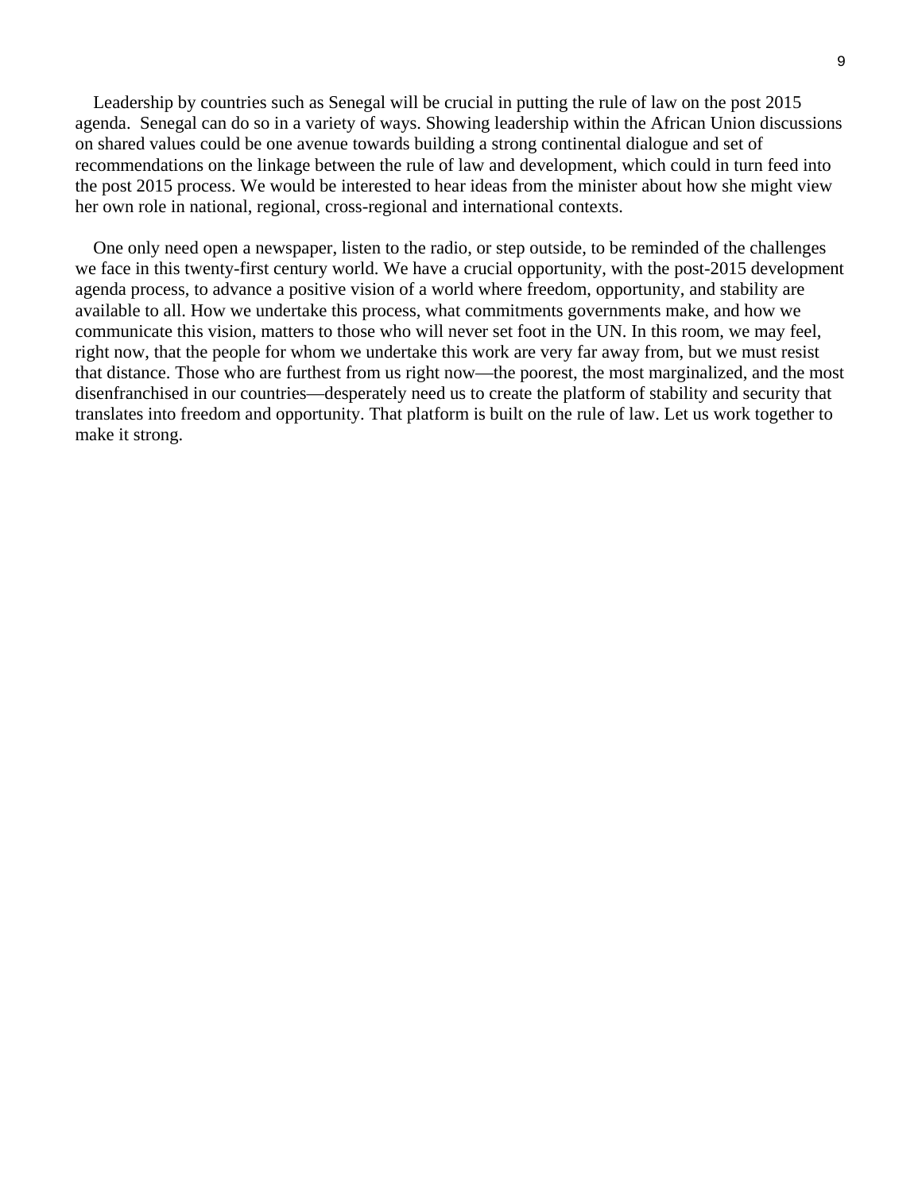Leadership by countries such as Senegal will be crucial in putting the rule of law on the post 2015 agenda.  Senegal can do so in a variety of ways. Showing leadership within the African Union discussions on shared values could be one avenue towards building a strong continental dialogue and set of recommendations on the linkage between the rule of law and development, which could in turn feed into the post 2015 process. We would be interested to hear ideas from the minister about how she might view her own role in national, regional, cross-regional and international contexts.

One only need open a newspaper, listen to the radio, or step outside, to be reminded of the challenges we face in this twenty-first century world. We have a crucial opportunity, with the post-2015 development agenda process, to advance a positive vision of a world where freedom, opportunity, and stability are available to all. How we undertake this process, what commitments governments make, and how we communicate this vision, matters to those who will never set foot in the UN. In this room, we may feel, right now, that the people for whom we undertake this work are very far away from, but we must resist that distance. Those who are furthest from us right now—the poorest, the most marginalized, and the most disenfranchised in our countries—desperately need us to create the platform of stability and security that translates into freedom and opportunity. That platform is built on the rule of law. Let us work together to make it strong.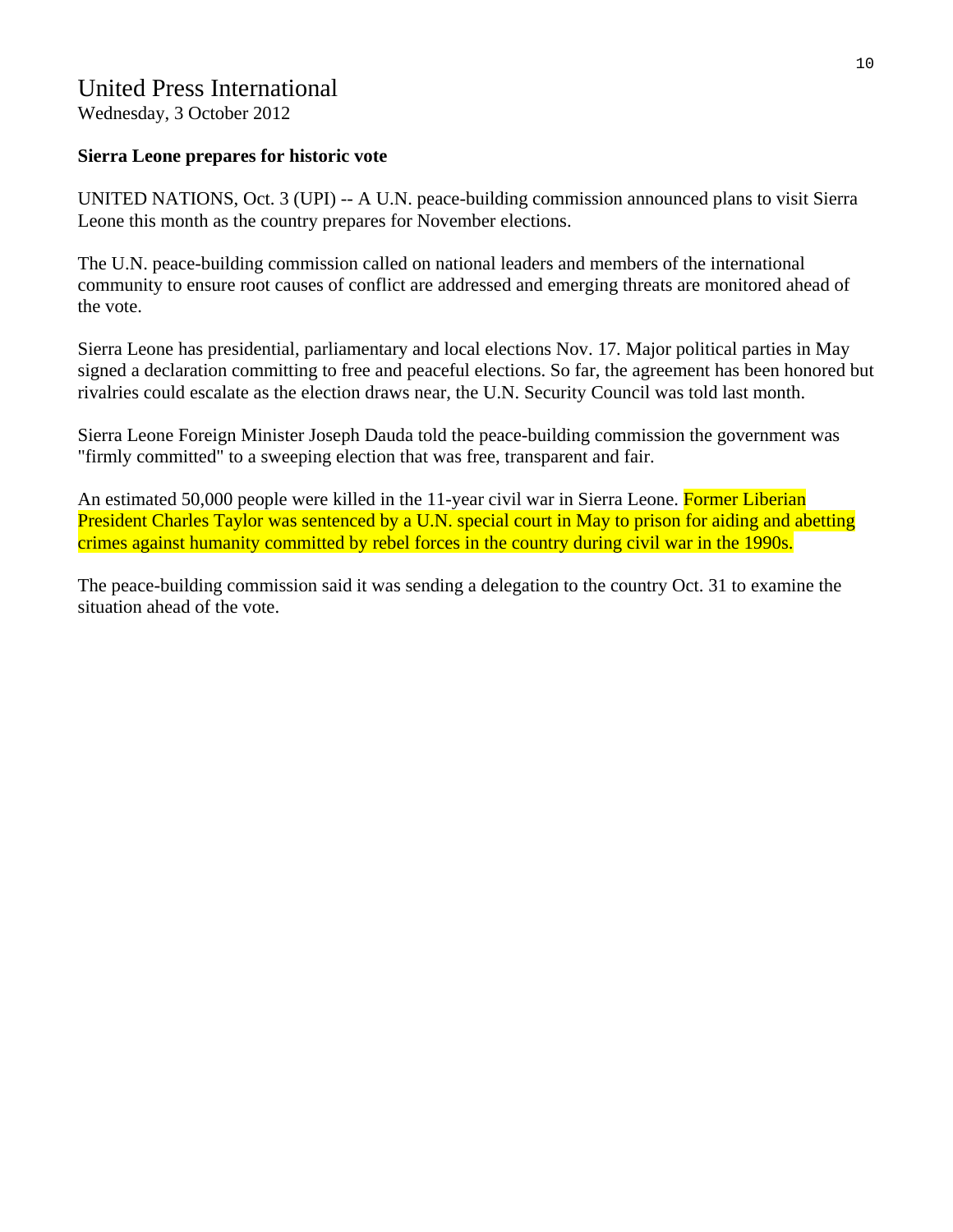United Press International

Wednesday, 3 October 2012

**Sierra Leone prepares for historic vote**

UNITED NATIONS, Oct. 3 (UPI) -- A U.N. peace-building commission announced plans to visit Sierra Leone this month as the country prepares for November elections.

The U.N. peace-building commission called on national leaders and members of the international community to ensure root causes of conflict are addressed and emerging threats are monitored ahead of the vote.

Sierra Leone has presidential, parliamentary and local elections Nov. 17. Major political parties in May signed a declaration committing to free and peaceful elections. So far, the agreement has been honored but rivalries could escalate as the election draws near, the U.N. Security Council was told last month.

Sierra Leone Foreign Minister Joseph Dauda told the peace-building commission the government was "firmly committed" to a sweeping election that was free, transparent and fair.

An estimated 50,000 people were killed in the 11-year civil war in Sierra Leone. Former Liberian President Charles Taylor was sentenced by a U.N. special court in May to prison for aiding and abetting crimes against humanity committed by rebel forces in the country during civil war in the 1990s.

The peace-building commission said it was sending a delegation to the country Oct. 31 to examine the situation ahead of the vote.